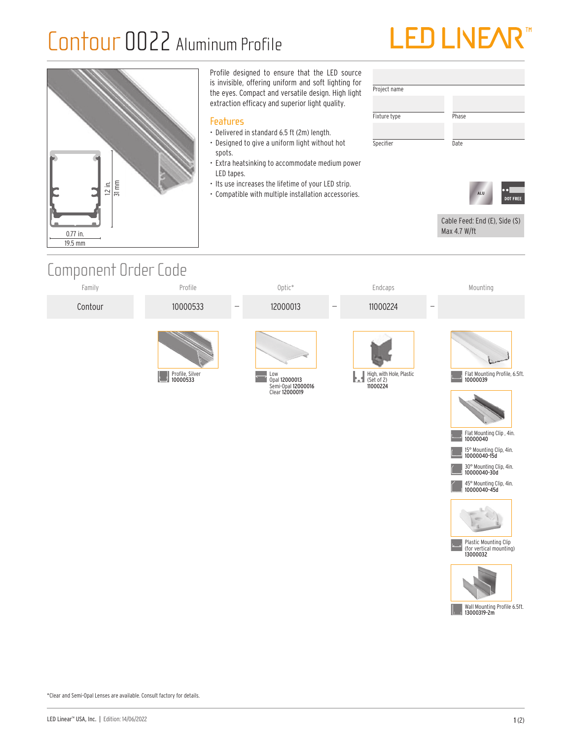# Contour 0022 Aluminum Profile

LED LINEAR™

0.77 in.
19.5 mm

1.2 in.
31 mm

Profile designed to ensure that the LED source is invisible, offering uniform and soft lighting for the eyes. Compact and versatile design. High light extraction efficacy and superior light quality.

## Features

- Delivered in standard 6.5 ft (2m) length.
- Designed to give a uniform light without hot spots.
- Extra heatsinking to accommodate medium power LED tapes.
- Its use increases the lifetime of your LED strip.
- Compatible with multiple installation accessories.

| Project name | |
|---|---|
| Fixture type | Phase |
| Specifier | Date |

ALU

DOT FREE

Cable Feed: End (E), Side (S)
Max 4.7 W/ft

## Component Order Code

| Family | Profile | Optic* | Endcaps | Mounting |
|---|---|---|---|---|
| Contour | 10000533 – | 12000013 – | 11000224 – | |

**Profile**

Profile, Silver
**10000533**

**Optic***

Low
Opal **12000013**
Semi-Opal **12000016**
Clear **12000019**

**Endcaps**

High, with Hole, Plastic (Set of 2)
**11000224**

**Mounting**

Flat Mounting Profile, 6.5ft.
**10000039**

Flat Mounting Clip , 4in.
**10000040**

15° Mounting Clip, 4in.
**10000040-15d**

30° Mounting Clip, 4in.
**10000040-30d**

45° Mounting Clip, 4in.
**10000040-45d**

Plastic Mounting Clip (for vertical mounting)
**13000032**

Wall Mounting Profile 6.5ft.
**13000319-2m**

*Clear and Semi-Opal Lenses are available. Consult factory for details.

LED Linear™ USA, Inc. | Edition: 14/06/2022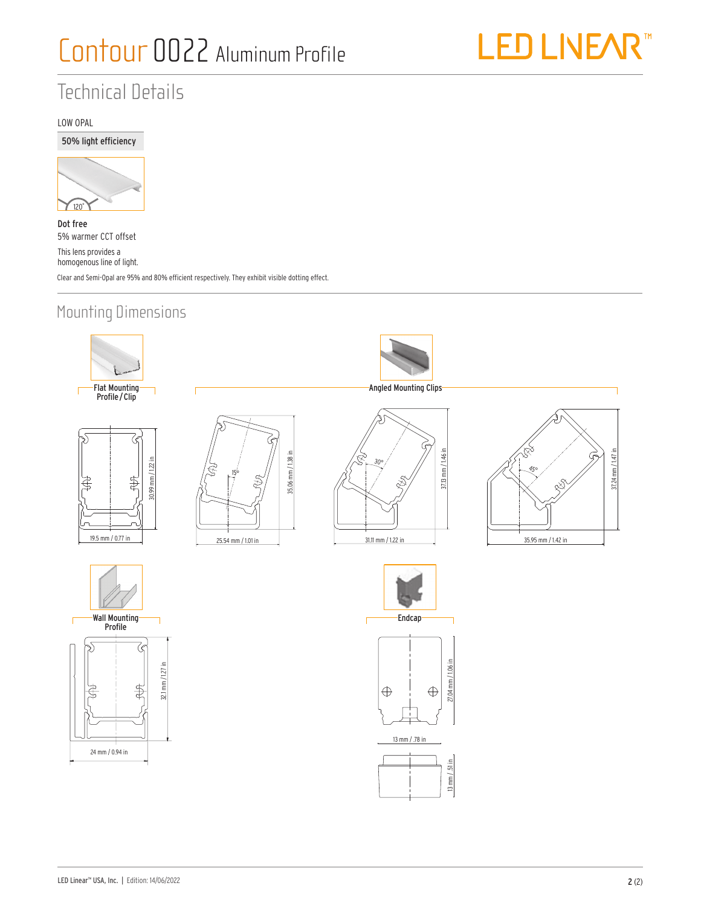# Contour 0022 Aluminum Profile

## Technical Details

LOW OPAL

**50% light efficiency**

120°

**Dot free**

5% warmer CCT offset

This lens provides a homogenous line of light.

Clear and Semi-Opal are 95% and 80% efficient respectively. They exhibit visible dotting effect.

## Mounting Dimensions

**Flat Mounting Profile / Clip**

30.99 mm / 1.22 in

19.5 mm / 0.77 in

**Angled Mounting Clips**

15°

35.06 mm / 1.38 in

25.54 mm / 1.01 in

30°

37.13 mm / 1.46 in

31.11 mm / 1.22 in

45°

37.24 mm / 1.47 in

35.95 mm / 1.42 in

**Wall Mounting Profile**

32.1 mm / 1.27 in

24 mm / 0.94 in

**Endcap**

27.04 mm / 1.06 in

13 mm / .78 in

13 mm / .51 in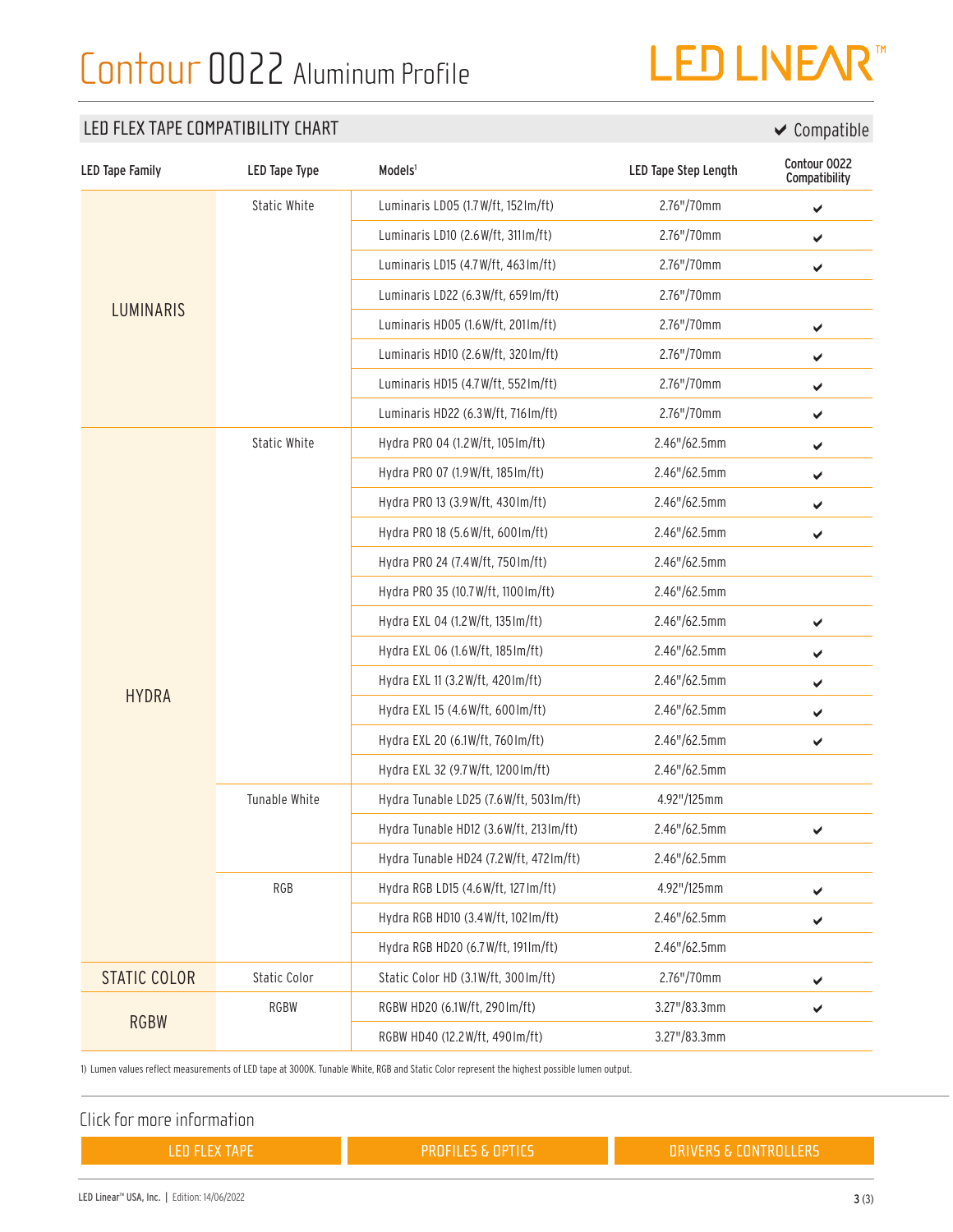# Contour 0022 Aluminum Profile

LED LINEAR™

## LED FLEX TAPE COMPATIBILITY CHART

✔ Compatible

| LED Tape Family | LED Tape Type | Models[1] | LED Tape Step Length | Contour 0022 Compatibility |
|---|---|---|---|---|
| LUMINARIS | Static White | Luminaris LD05 (1.7W/ft, 152lm/ft) | 2.76"/70mm | ✔ |
| | | Luminaris LD10 (2.6W/ft, 311lm/ft) | 2.76"/70mm | ✔ |
| | | Luminaris LD15 (4.7W/ft, 463lm/ft) | 2.76"/70mm | ✔ |
| | | Luminaris LD22 (6.3W/ft, 659lm/ft) | 2.76"/70mm | |
| | | Luminaris HD05 (1.6W/ft, 201lm/ft) | 2.76"/70mm | ✔ |
| | | Luminaris HD10 (2.6W/ft, 320lm/ft) | 2.76"/70mm | ✔ |
| | | Luminaris HD15 (4.7W/ft, 552lm/ft) | 2.76"/70mm | ✔ |
| | | Luminaris HD22 (6.3W/ft, 716lm/ft) | 2.76"/70mm | ✔ |
| HYDRA | Static White | Hydra PRO 04 (1.2W/ft, 105lm/ft) | 2.46"/62.5mm | ✔ |
| | | Hydra PRO 07 (1.9W/ft, 185lm/ft) | 2.46"/62.5mm | ✔ |
| | | Hydra PRO 13 (3.9W/ft, 430lm/ft) | 2.46"/62.5mm | ✔ |
| | | Hydra PRO 18 (5.6W/ft, 600lm/ft) | 2.46"/62.5mm | ✔ |
| | | Hydra PRO 24 (7.4W/ft, 750lm/ft) | 2.46"/62.5mm | |
| | | Hydra PRO 35 (10.7W/ft, 1100lm/ft) | 2.46"/62.5mm | |
| | | Hydra EXL 04 (1.2W/ft, 135lm/ft) | 2.46"/62.5mm | ✔ |
| | | Hydra EXL 06 (1.6W/ft, 185lm/ft) | 2.46"/62.5mm | ✔ |
| | | Hydra EXL 11 (3.2W/ft, 420lm/ft) | 2.46"/62.5mm | ✔ |
| | | Hydra EXL 15 (4.6W/ft, 600lm/ft) | 2.46"/62.5mm | ✔ |
| | | Hydra EXL 20 (6.1W/ft, 760lm/ft) | 2.46"/62.5mm | ✔ |
| | | Hydra EXL 32 (9.7W/ft, 1200lm/ft) | 2.46"/62.5mm | |
| | Tunable White | Hydra Tunable LD25 (7.6W/ft, 503lm/ft) | 4.92"/125mm | |
| | | Hydra Tunable HD12 (3.6W/ft, 213lm/ft) | 2.46"/62.5mm | ✔ |
| | | Hydra Tunable HD24 (7.2W/ft, 472lm/ft) | 2.46"/62.5mm | |
| | RGB | Hydra RGB LD15 (4.6W/ft, 127lm/ft) | 4.92"/125mm | ✔ |
| | | Hydra RGB HD10 (3.4W/ft, 102lm/ft) | 2.46"/62.5mm | ✔ |
| | | Hydra RGB HD20 (6.7W/ft, 191lm/ft) | 2.46"/62.5mm | |
| STATIC COLOR | Static Color | Static Color HD (3.1W/ft, 300lm/ft) | 2.76"/70mm | ✔ |
| RGBW | RGBW | RGBW HD20 (6.1W/ft, 290lm/ft) | 3.27"/83.3mm | ✔ |
| | | RGBW HD40 (12.2W/ft, 490lm/ft) | 3.27"/83.3mm | |

1) Lumen values reflect measurements of LED tape at 3000K. Tunable White, RGB and Static Color represent the highest possible lumen output.

Click for more information

LED FLEX TAPE | PROFILES & OPTICS | DRIVERS & CONTROLLERS

LED Linear™ USA, Inc. | Edition: 14/06/2022